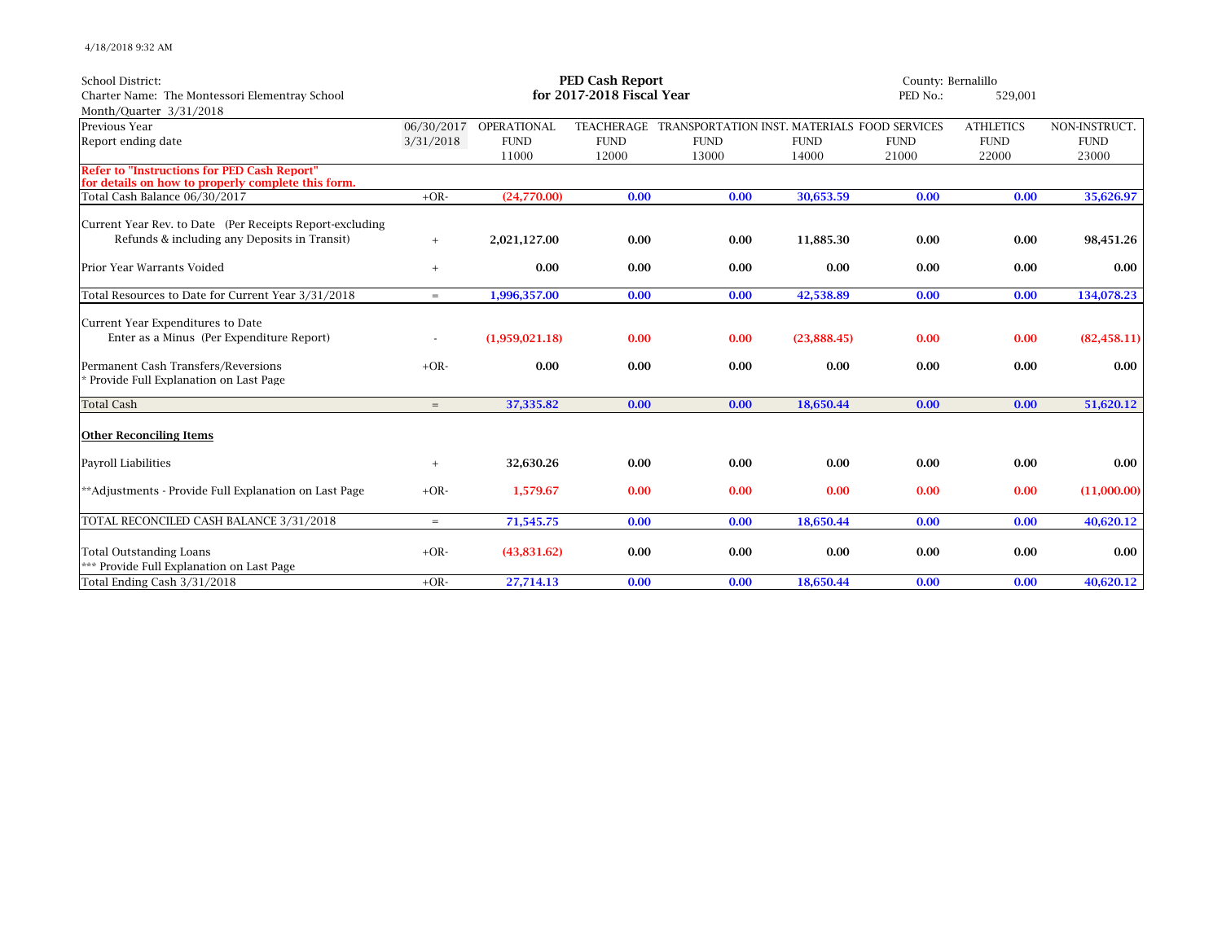4/18/2018 9:32 AM

School District:
Charter Name: The Montessori Elementray School
Month/Quarter 3/31/2018

# PED Cash Report
## for 2017-2018 Fiscal Year

County: Bernalillo
PED No.: 529,001

| Previous Year<br>Report ending date | 06/30/2017<br>3/31/2018 | OPERATIONAL FUND 11000 | TEACHERAGE FUND 12000 | TRANSPORTATION FUND 13000 | INST. MATERIALS FUND 14000 | FOOD SERVICES FUND 21000 | ATHLETICS FUND 22000 | NON-INSTRUCT. FUND 23000 |
|---|---|---|---|---|---|---|---|---|
| **Refer to "Instructions for PED Cash Report" for details on how to properly complete this form.** | | | | | | | | |
| Total Cash Balance 06/30/2017 | +OR- | (24,770.00) | 0.00 | 0.00 | 30,653.59 | 0.00 | 0.00 | 35,626.97 |
| Current Year Rev. to Date (Per Receipts Report-excluding Refunds & including any Deposits in Transit) | + | 2,021,127.00 | 0.00 | 0.00 | 11,885.30 | 0.00 | 0.00 | 98,451.26 |
| Prior Year Warrants Voided | + | 0.00 | 0.00 | 0.00 | 0.00 | 0.00 | 0.00 | 0.00 |
| Total Resources to Date for Current Year 3/31/2018 | = | 1,996,357.00 | 0.00 | 0.00 | 42,538.89 | 0.00 | 0.00 | 134,078.23 |
| Current Year Expenditures to Date Enter as a Minus (Per Expenditure Report) | - | (1,959,021.18) | 0.00 | 0.00 | (23,888.45) | 0.00 | 0.00 | (82,458.11) |
| Permanent Cash Transfers/Reversions * Provide Full Explanation on Last Page | +OR- | 0.00 | 0.00 | 0.00 | 0.00 | 0.00 | 0.00 | 0.00 |
| Total Cash | = | 37,335.82 | 0.00 | 0.00 | 18,650.44 | 0.00 | 0.00 | 51,620.12 |
| **Other Reconciling Items** | | | | | | | | |
| Payroll Liabilities | + | 32,630.26 | 0.00 | 0.00 | 0.00 | 0.00 | 0.00 | 0.00 |
| **Adjustments - Provide Full Explanation on Last Page | +OR- | 1,579.67 | 0.00 | 0.00 | 0.00 | 0.00 | 0.00 | (11,000.00) |
| TOTAL RECONCILED CASH BALANCE 3/31/2018 | = | 71,545.75 | 0.00 | 0.00 | 18,650.44 | 0.00 | 0.00 | 40,620.12 |
| Total Outstanding Loans *** Provide Full Explanation on Last Page | +OR- | (43,831.62) | 0.00 | 0.00 | 0.00 | 0.00 | 0.00 | 0.00 |
| Total Ending Cash 3/31/2018 | +OR- | 27,714.13 | 0.00 | 0.00 | 18,650.44 | 0.00 | 0.00 | 40,620.12 |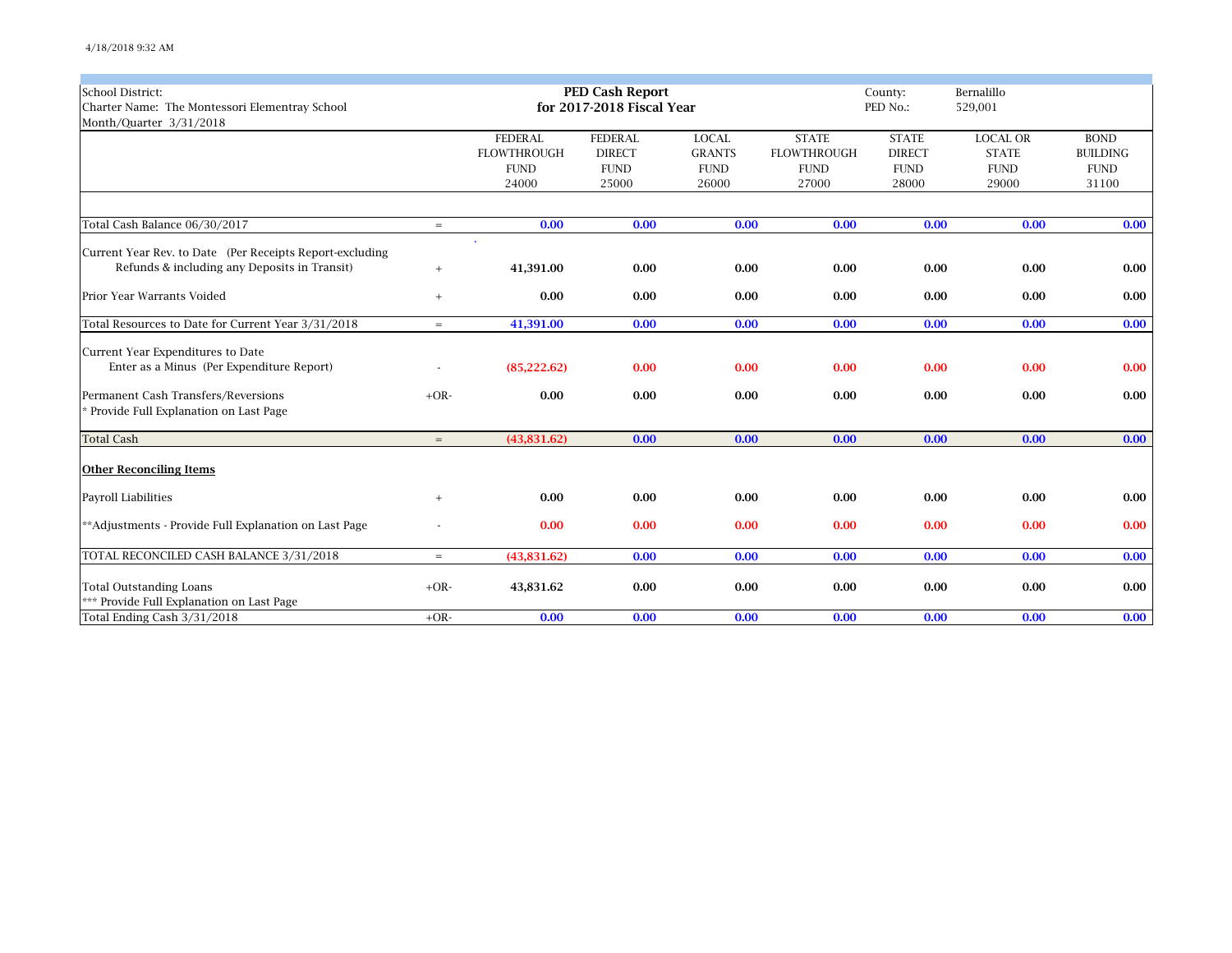School District:
Charter Name: The Montessori Elementray School
Month/Quarter 3/31/2018

**PED Cash Report**
**for 2017-2018 Fiscal Year**

County: Bernalillo
PED No.: 529,001

| | | FEDERAL FLOWTHROUGH FUND 24000 | FEDERAL DIRECT FUND 25000 | LOCAL GRANTS FUND 26000 | STATE FLOWTHROUGH FUND 27000 | STATE DIRECT FUND 28000 | LOCAL OR STATE FUND 29000 | BOND BUILDING FUND 31100 |
|---|---|---|---|---|---|---|---|---|
| Total Cash Balance 06/30/2017 | = | 0.00 | 0.00 | 0.00 | 0.00 | 0.00 | 0.00 | 0.00 |
| Current Year Rev. to Date (Per Receipts Report-excluding Refunds & including any Deposits in Transit) | + | 41,391.00 | 0.00 | 0.00 | 0.00 | 0.00 | 0.00 | 0.00 |
| Prior Year Warrants Voided | + | 0.00 | 0.00 | 0.00 | 0.00 | 0.00 | 0.00 | 0.00 |
| Total Resources to Date for Current Year 3/31/2018 | = | 41,391.00 | 0.00 | 0.00 | 0.00 | 0.00 | 0.00 | 0.00 |
| Current Year Expenditures to Date Enter as a Minus (Per Expenditure Report) | - | (85,222.62) | 0.00 | 0.00 | 0.00 | 0.00 | 0.00 | 0.00 |
| Permanent Cash Transfers/Reversions * Provide Full Explanation on Last Page | +OR- | 0.00 | 0.00 | 0.00 | 0.00 | 0.00 | 0.00 | 0.00 |
| Total Cash | = | (43,831.62) | 0.00 | 0.00 | 0.00 | 0.00 | 0.00 | 0.00 |
| **Other Reconciling Items** | | | | | | | | |
| Payroll Liabilities | + | 0.00 | 0.00 | 0.00 | 0.00 | 0.00 | 0.00 | 0.00 |
| **Adjustments - Provide Full Explanation on Last Page | - | 0.00 | 0.00 | 0.00 | 0.00 | 0.00 | 0.00 | 0.00 |
| TOTAL RECONCILED CASH BALANCE 3/31/2018 | = | (43,831.62) | 0.00 | 0.00 | 0.00 | 0.00 | 0.00 | 0.00 |
| Total Outstanding Loans *** Provide Full Explanation on Last Page | +OR- | 43,831.62 | 0.00 | 0.00 | 0.00 | 0.00 | 0.00 | 0.00 |
| Total Ending Cash 3/31/2018 | +OR- | 0.00 | 0.00 | 0.00 | 0.00 | 0.00 | 0.00 | 0.00 |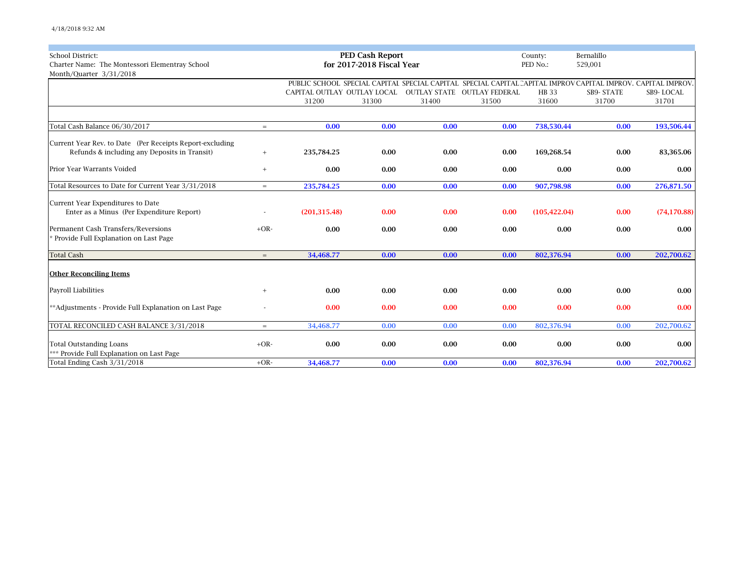4/18/2018 9:32 AM

School District:
Charter Name: The Montessori Elementray School
Month/Quarter 3/31/2018

**PED Cash Report**
**for 2017-2018 Fiscal Year**

County: Bernalillo
PED No.: 529,001

| | | PUBLIC SCHOOL CAPITAL OUTLAY 31200 | SPECIAL CAPITAL OUTLAY LOCAL 31300 | SPECIAL CAPITAL OUTLAY STATE 31400 | SPECIAL CAPITAL OUTLAY FEDERAL 31500 | CAPITAL IMPROV HB 33 31600 | CAPITAL IMPROV. SB9- STATE 31700 | CAPITAL IMPROV. SB9- LOCAL 31701 |
|---|---|---|---|---|---|---|---|---|
| Total Cash Balance 06/30/2017 | = | 0.00 | 0.00 | 0.00 | 0.00 | 738,530.44 | 0.00 | 193,506.44 |
| Current Year Rev. to Date (Per Receipts Report-excluding Refunds & including any Deposits in Transit) | + | 235,784.25 | 0.00 | 0.00 | 0.00 | 169,268.54 | 0.00 | 83,365.06 |
| Prior Year Warrants Voided | + | 0.00 | 0.00 | 0.00 | 0.00 | 0.00 | 0.00 | 0.00 |
| Total Resources to Date for Current Year 3/31/2018 | = | 235,784.25 | 0.00 | 0.00 | 0.00 | 907,798.98 | 0.00 | 276,871.50 |
| Current Year Expenditures to Date Enter as a Minus (Per Expenditure Report) | - | (201,315.48) | 0.00 | 0.00 | 0.00 | (105,422.04) | 0.00 | (74,170.88) |
| Permanent Cash Transfers/Reversions * Provide Full Explanation on Last Page | +OR- | 0.00 | 0.00 | 0.00 | 0.00 | 0.00 | 0.00 | 0.00 |
| Total Cash | = | 34,468.77 | 0.00 | 0.00 | 0.00 | 802,376.94 | 0.00 | 202,700.62 |
| **Other Reconciling Items** | | | | | | | | |
| Payroll Liabilities | + | 0.00 | 0.00 | 0.00 | 0.00 | 0.00 | 0.00 | 0.00 |
| **Adjustments - Provide Full Explanation on Last Page | - | 0.00 | 0.00 | 0.00 | 0.00 | 0.00 | 0.00 | 0.00 |
| TOTAL RECONCILED CASH BALANCE 3/31/2018 | = | 34,468.77 | 0.00 | 0.00 | 0.00 | 802,376.94 | 0.00 | 202,700.62 |
| Total Outstanding Loans *** Provide Full Explanation on Last Page | +OR- | 0.00 | 0.00 | 0.00 | 0.00 | 0.00 | 0.00 | 0.00 |
| Total Ending Cash 3/31/2018 | +OR- | 34,468.77 | 0.00 | 0.00 | 0.00 | 802,376.94 | 0.00 | 202,700.62 |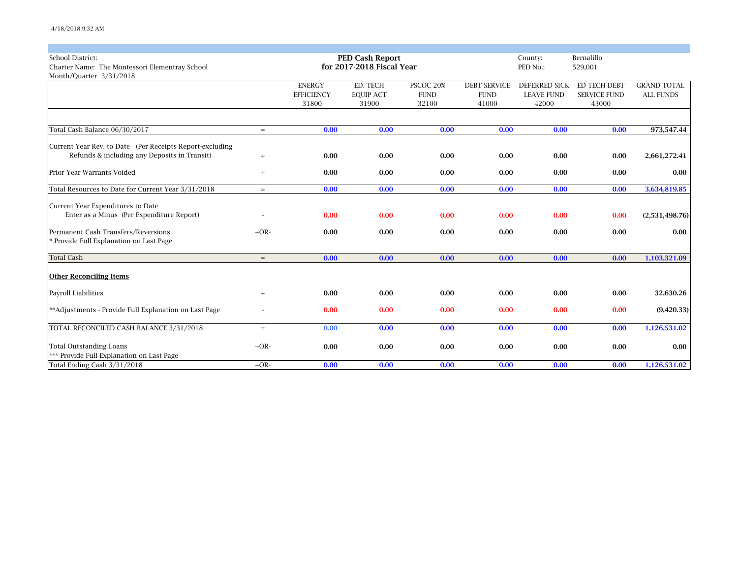4/18/2018 9:32 AM

School District:
Charter Name: The Montessori Elementray School
Month/Quarter 3/31/2018

**PED Cash Report**
**for 2017-2018 Fiscal Year**

County: Bernalillo
PED No.: 529,001

| | | ENERGY EFFICIENCY 31800 | ED. TECH EQUIP ACT 31900 | PSCOC 20% FUND 32100 | DEBT SERVICE FUND 41000 | DEFERRED SICK LEAVE FUND 42000 | ED TECH DEBT SERVICE FUND 43000 | GRAND TOTAL ALL FUNDS |
|---|---|---|---|---|---|---|---|---|
| Total Cash Balance 06/30/2017 | = | **0.00** | **0.00** | **0.00** | **0.00** | **0.00** | **0.00** | **973,547.44** |
| Current Year Rev. to Date (Per Receipts Report-excluding Refunds & including any Deposits in Transit) | + | **0.00** | **0.00** | **0.00** | **0.00** | **0.00** | **0.00** | **2,661,272.41** |
| Prior Year Warrants Voided | + | **0.00** | **0.00** | **0.00** | **0.00** | **0.00** | **0.00** | **0.00** |
| Total Resources to Date for Current Year 3/31/2018 | = | **0.00** | **0.00** | **0.00** | **0.00** | **0.00** | **0.00** | **3,634,819.85** |
| Current Year Expenditures to Date Enter as a Minus (Per Expenditure Report) | - | **0.00** | **0.00** | **0.00** | **0.00** | **0.00** | **0.00** | **(2,531,498.76)** |
| Permanent Cash Transfers/Reversions * Provide Full Explanation on Last Page | +OR- | **0.00** | **0.00** | **0.00** | **0.00** | **0.00** | **0.00** | **0.00** |
| Total Cash | = | **0.00** | **0.00** | **0.00** | **0.00** | **0.00** | **0.00** | **1,103,321.09** |
| **Other Reconciling Items** | | | | | | | | |
| Payroll Liabilities | + | **0.00** | **0.00** | **0.00** | **0.00** | **0.00** | **0.00** | **32,630.26** |
| **Adjustments - Provide Full Explanation on Last Page | - | **0.00** | **0.00** | **0.00** | **0.00** | **0.00** | **0.00** | **(9,420.33)** |
| TOTAL RECONCILED CASH BALANCE 3/31/2018 | = | **0.00** | **0.00** | **0.00** | **0.00** | **0.00** | **0.00** | **1,126,531.02** |
| Total Outstanding Loans *** Provide Full Explanation on Last Page | +OR- | **0.00** | **0.00** | **0.00** | **0.00** | **0.00** | **0.00** | **0.00** |
| Total Ending Cash 3/31/2018 | +OR- | **0.00** | **0.00** | **0.00** | **0.00** | **0.00** | **0.00** | **1,126,531.02** |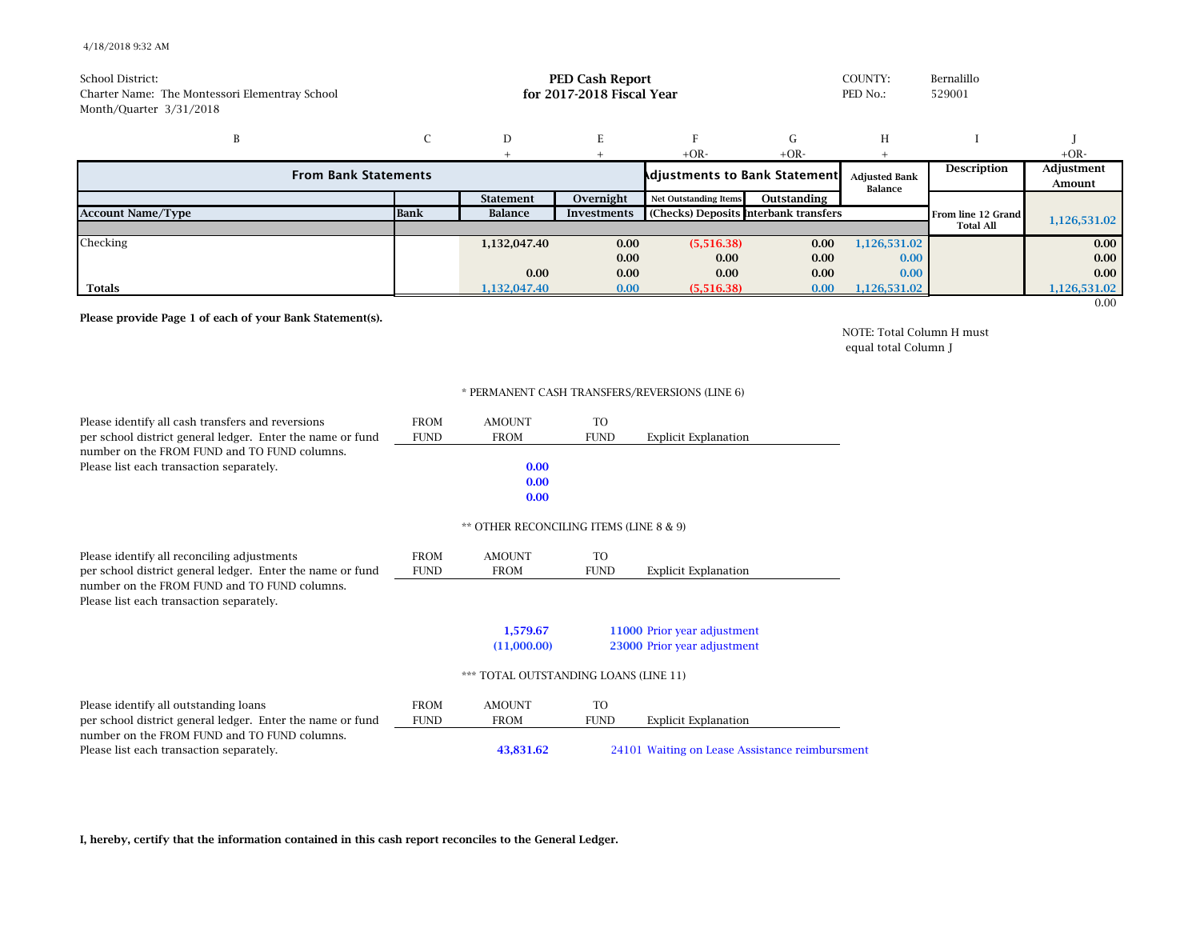4/18/2018 9:32 AM

School District:
Charter Name: The Montessori Elementray School
Month/Quarter 3/31/2018

**PED Cash Report**
**for 2017-2018 Fiscal Year**

COUNTY: Bernalillo
PED No.: 529001

| B | C | D | E | F | G | H | I | J |
|---|---|---|---|---|---|---|---|---|
| | | + | + | +OR- | +OR- | + | | +OR- |
| **From Bank Statements** | | | | **Adjustments to Bank Statement** | | **Adjusted Bank Balance** | **Description** | **Adjustment Amount** |
| | | **Statement** | **Overnight** | **Net Outstanding Items** | **Outstanding** | | | |
| **Account Name/Type** | **Bank** | **Balance** | **Investments** | **(Checks) Deposits** | **Interbank transfers** | | **From line 12 Grand Total All** | 1,126,531.02 |
| Checking | | 1,132,047.40 | 0.00 | (5,516.38) | 0.00 | 1,126,531.02 | | 0.00 |
| | | | 0.00 | 0.00 | 0.00 | 0.00 | | 0.00 |
| | | 0.00 | 0.00 | 0.00 | 0.00 | 0.00 | | 0.00 |
| **Totals** | | 1,132,047.40 | 0.00 | (5,516.38) | 0.00 | 1,126,531.02 | | 1,126,531.02 |
| | | | | | | | | 0.00 |

**Please provide Page 1 of each of your Bank Statement(s).**

NOTE: Total Column H must equal total Column J

\* PERMANENT CASH TRANSFERS/REVERSIONS (LINE 6)

Please identify all cash transfers and reversions per school district general ledger. Enter the name or fund number on the FROM FUND and TO FUND columns. Please list each transaction separately.

| FROM FUND | AMOUNT FROM | TO FUND | Explicit Explanation |
|---|---|---|---|
| | 0.00 | | |
| | 0.00 | | |
| | 0.00 | | |

\*\* OTHER RECONCILING ITEMS (LINE 8 & 9)

Please identify all reconciling adjustments per school district general ledger. Enter the name or fund number on the FROM FUND and TO FUND columns. Please list each transaction separately.

| FROM FUND | AMOUNT FROM | TO FUND | Explicit Explanation |
|---|---|---|---|
| | 1,579.67 | 11000 | Prior year adjustment |
| | (11,000.00) | 23000 | Prior year adjustment |

\*\*\* TOTAL OUTSTANDING LOANS (LINE 11)

Please identify all outstanding loans per school district general ledger. Enter the name or fund number on the FROM FUND and TO FUND columns. Please list each transaction separately.

| FROM FUND | AMOUNT FROM | TO FUND | Explicit Explanation |
|---|---|---|---|
| | 43,831.62 | 24101 | Waiting on Lease Assistance reimbursment |

**I, hereby, certify that the information contained in this cash report reconciles to the General Ledger.**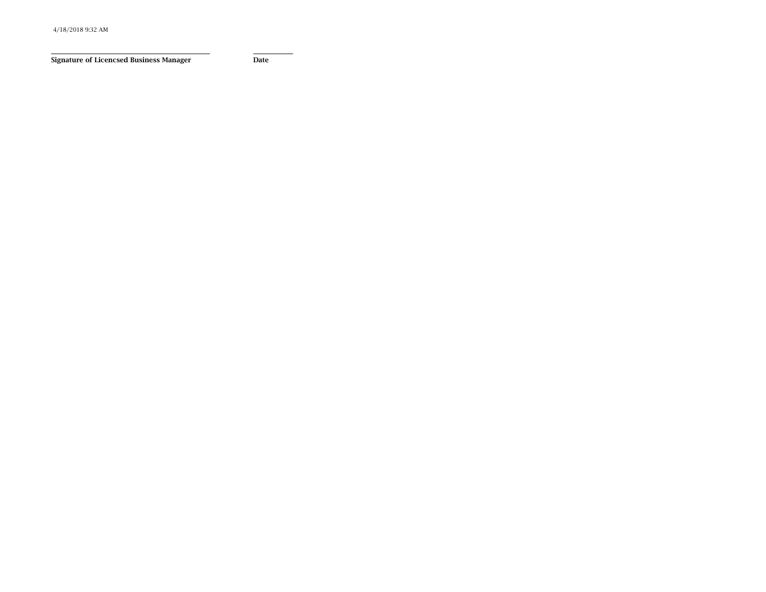4/18/2018 9:32 AM

**Signature of Licencsed Business Manager** **Date**